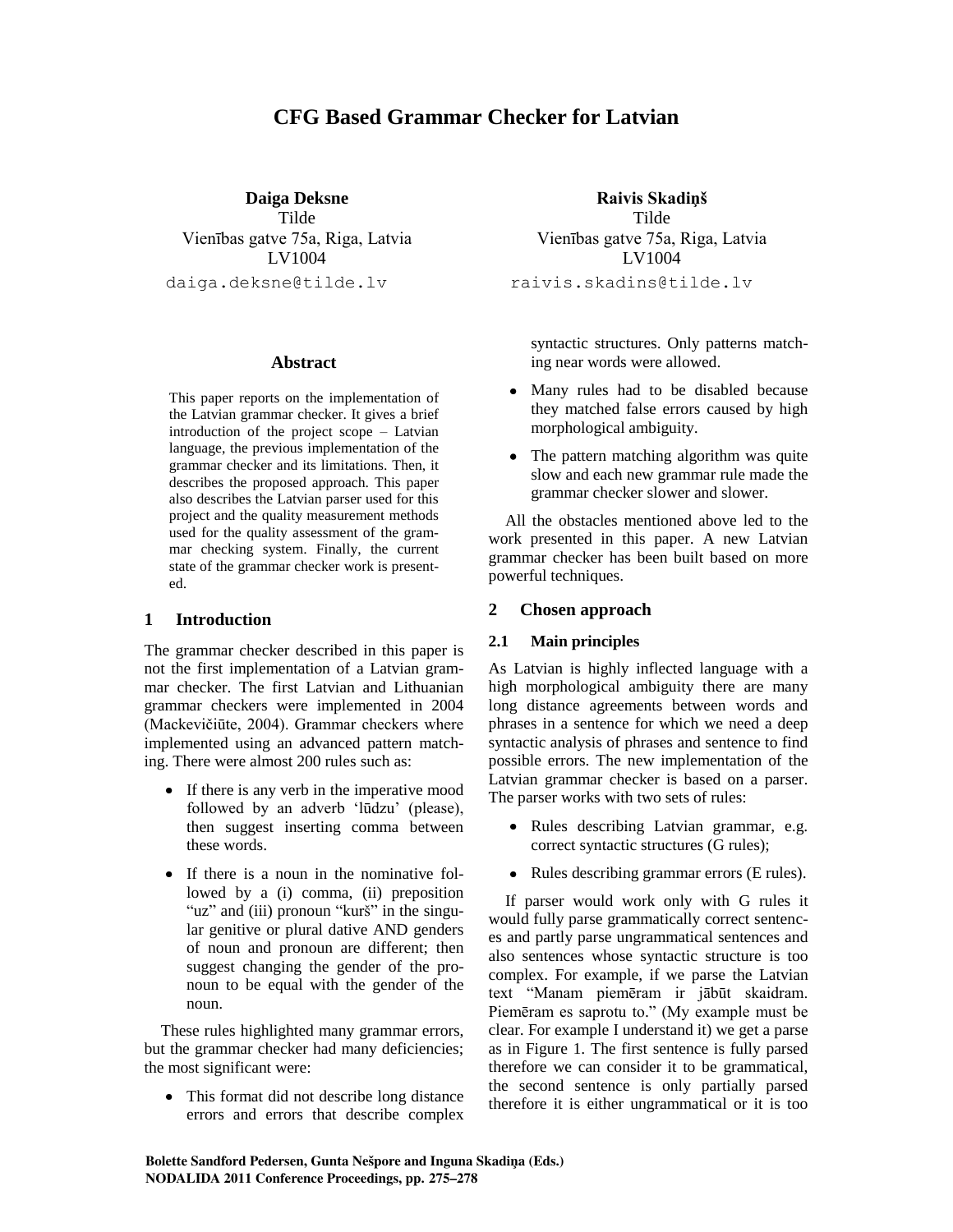# CFG Based Grammar Checker for Latvian

**Daiga Deksne**
Tilde
Vienības gatve 75a, Riga, Latvia
LV1004
daiga.deksne@tilde.lv

**Raivis Skadiņš**
Tilde
Vienības gatve 75a, Riga, Latvia
LV1004
raivis.skadins@tilde.lv

## Abstract

This paper reports on the implementation of the Latvian grammar checker. It gives a brief introduction of the project scope – Latvian language, the previous implementation of the grammar checker and its limitations. Then, it describes the proposed approach. This paper also describes the Latvian parser used for this project and the quality measurement methods used for the quality assessment of the grammar checking system. Finally, the current state of the grammar checker work is presented.

## 1 Introduction

The grammar checker described in this paper is not the first implementation of a Latvian grammar checker. The first Latvian and Lithuanian grammar checkers were implemented in 2004 (Mackevičiūte, 2004). Grammar checkers where implemented using an advanced pattern matching. There were almost 200 rules such as:

- If there is any verb in the imperative mood followed by an adverb 'lūdzu' (please), then suggest inserting comma between these words.
- If there is a noun in the nominative followed by a (i) comma, (ii) preposition "uz" and (iii) pronoun "kurš" in the singular genitive or plural dative AND genders of noun and pronoun are different; then suggest changing the gender of the pronoun to be equal with the gender of the noun.

These rules highlighted many grammar errors, but the grammar checker had many deficiencies; the most significant were:

- This format did not describe long distance errors and errors that describe complex syntactic structures. Only patterns matching near words were allowed.
- Many rules had to be disabled because they matched false errors caused by high morphological ambiguity.
- The pattern matching algorithm was quite slow and each new grammar rule made the grammar checker slower and slower.

All the obstacles mentioned above led to the work presented in this paper. A new Latvian grammar checker has been built based on more powerful techniques.

## 2 Chosen approach

### 2.1 Main principles

As Latvian is highly inflected language with a high morphological ambiguity there are many long distance agreements between words and phrases in a sentence for which we need a deep syntactic analysis of phrases and sentence to find possible errors. The new implementation of the Latvian grammar checker is based on a parser. The parser works with two sets of rules:

- Rules describing Latvian grammar, e.g. correct syntactic structures (G rules);
- Rules describing grammar errors (E rules).

If parser would work only with G rules it would fully parse grammatically correct sentences and partly parse ungrammatical sentences and also sentences whose syntactic structure is too complex. For example, if we parse the Latvian text "Manam piemēram ir jābūt skaidram. Piemēram es saprotu to." (My example must be clear. For example I understand it) we get a parse as in Figure 1. The first sentence is fully parsed therefore we can consider it to be grammatical, the second sentence is only partially parsed therefore it is either ungrammatical or it is too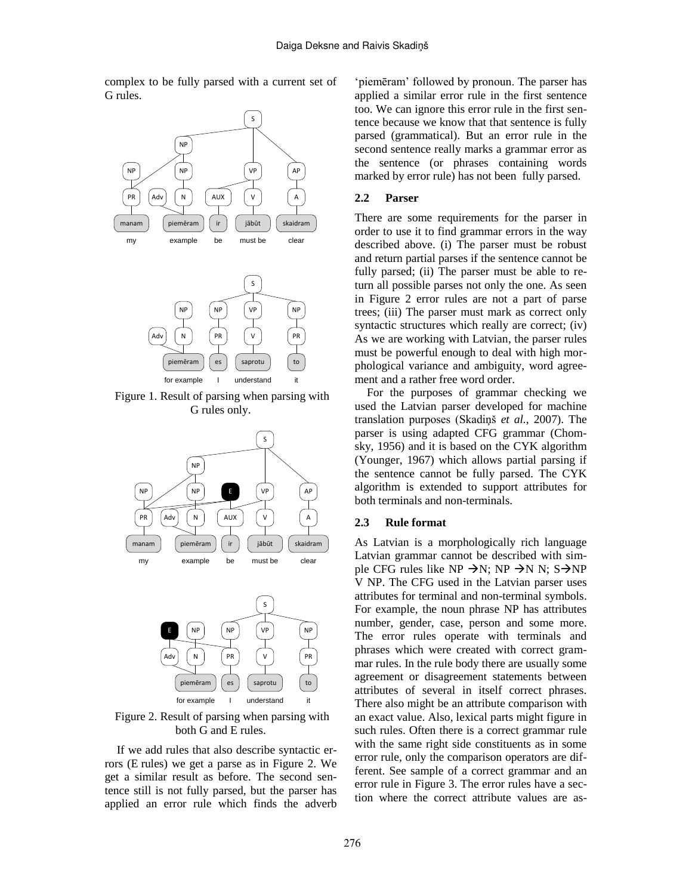complex to be fully parsed with a current set of G rules.

Figure 1. Result of parsing when parsing with G rules only.

Figure 2. Result of parsing when parsing with both G and E rules.

If we add rules that also describe syntactic errors (E rules) we get a parse as in Figure 2. We get a similar result as before. The second sentence still is not fully parsed, but the parser has applied an error rule which finds the adverb 'piemēram' followed by pronoun. The parser has applied a similar error rule in the first sentence too. We can ignore this error rule in the first sentence because we know that that sentence is fully parsed (grammatical). But an error rule in the second sentence really marks a grammar error as the sentence (or phrases containing words marked by error rule) has not been fully parsed.

## 2.2 Parser

There are some requirements for the parser in order to use it to find grammar errors in the way described above. (i) The parser must be robust and return partial parses if the sentence cannot be fully parsed; (ii) The parser must be able to return all possible parses not only the one. As seen in Figure 2 error rules are not a part of parse trees; (iii) The parser must mark as correct only syntactic structures which really are correct; (iv) As we are working with Latvian, the parser rules must be powerful enough to deal with high morphological variance and ambiguity, word agreement and a rather free word order.

For the purposes of grammar checking we used the Latvian parser developed for machine translation purposes (Skadiņš *et al.*, 2007). The parser is using adapted CFG grammar (Chomsky, 1956) and it is based on the CYK algorithm (Younger, 1967) which allows partial parsing if the sentence cannot be fully parsed. The CYK algorithm is extended to support attributes for both terminals and non-terminals.

## 2.3 Rule format

As Latvian is a morphologically rich language Latvian grammar cannot be described with simple CFG rules like NP $\rightarrow$N; NP $\rightarrow$N N; S$\rightarrow$NP V NP. The CFG used in the Latvian parser uses attributes for terminal and non-terminal symbols. For example, the noun phrase NP has attributes number, gender, case, person and some more. The error rules operate with terminals and phrases which were created with correct grammar rules. In the rule body there are usually some agreement or disagreement statements between attributes of several in itself correct phrases. There also might be an attribute comparison with an exact value. Also, lexical parts might figure in such rules. Often there is a correct grammar rule with the same right side constituents as in some error rule, only the comparison operators are different. See sample of a correct grammar and an error rule in Figure 3. The error rules have a section where the correct attribute values are as-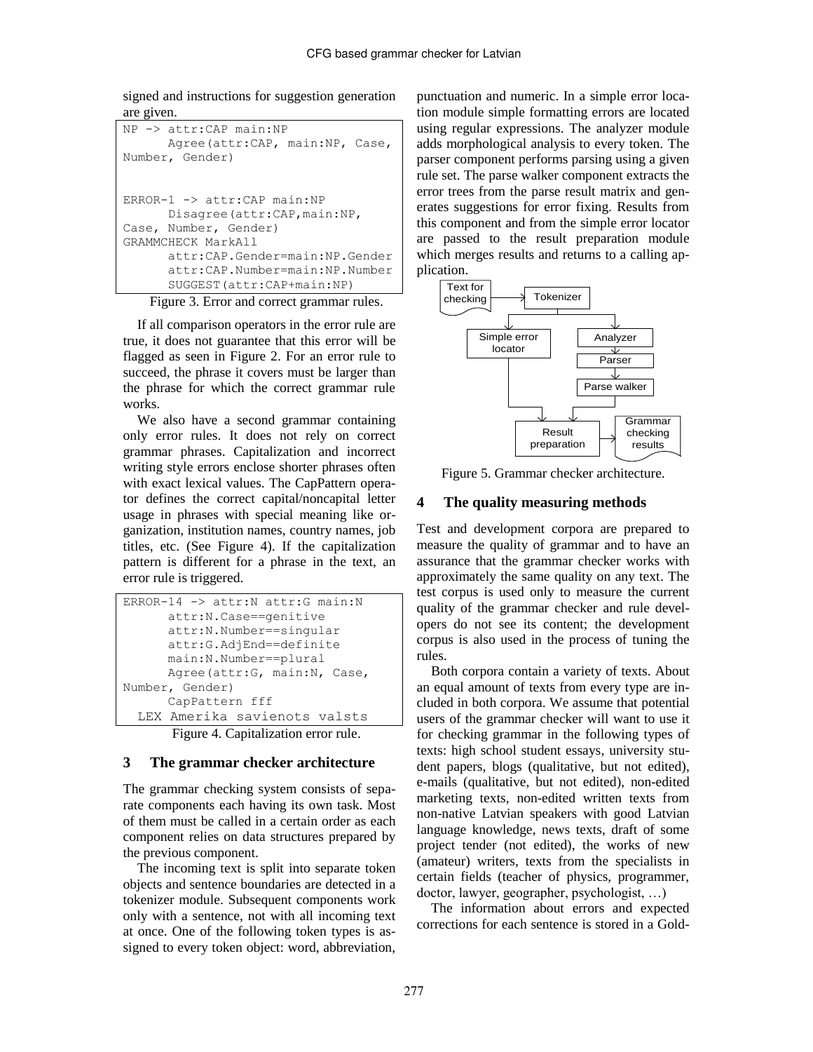signed and instructions for suggestion generation are given.

```
NP -> attr:CAP main:NP
      Agree(attr:CAP, main:NP, Case,
Number, Gender)


ERROR-1 -> attr:CAP main:NP
      Disagree(attr:CAP,main:NP,
Case, Number, Gender)
GRAMMCHECK MarkAll
      attr:CAP.Gender=main:NP.Gender
      attr:CAP.Number=main:NP.Number
      SUGGEST(attr:CAP+main:NP)
```

Figure 3. Error and correct grammar rules.

If all comparison operators in the error rule are true, it does not guarantee that this error will be flagged as seen in Figure 2. For an error rule to succeed, the phrase it covers must be larger than the phrase for which the correct grammar rule works.

We also have a second grammar containing only error rules. It does not rely on correct grammar phrases. Capitalization and incorrect writing style errors enclose shorter phrases often with exact lexical values. The CapPattern operator defines the correct capital/noncapital letter usage in phrases with special meaning like organization, institution names, country names, job titles, etc. (See Figure 4). If the capitalization pattern is different for a phrase in the text, an error rule is triggered.

```
ERROR-14 -> attr:N attr:G main:N
      attr:N.Case==genitive
      attr:N.Number==singular
      attr:G.AdjEnd==definite
      main:N.Number==plural
      Agree(attr:G, main:N, Case,
Number, Gender)
      CapPattern fff
  LEX Amerika savienots valsts
```

Figure 4. Capitalization error rule.

## 3 The grammar checker architecture

The grammar checking system consists of separate components each having its own task. Most of them must be called in a certain order as each component relies on data structures prepared by the previous component.

The incoming text is split into separate token objects and sentence boundaries are detected in a tokenizer module. Subsequent components work only with a sentence, not with all incoming text at once. One of the following token types is assigned to every token object: word, abbreviation, punctuation and numeric. In a simple error location module simple formatting errors are located using regular expressions. The analyzer module adds morphological analysis to every token. The parser component performs parsing using a given rule set. The parse walker component extracts the error trees from the parse result matrix and generates suggestions for error fixing. Results from this component and from the simple error locator are passed to the result preparation module which merges results and returns to a calling application.

Figure 5. Grammar checker architecture.

## 4 The quality measuring methods

Test and development corpora are prepared to measure the quality of grammar and to have an assurance that the grammar checker works with approximately the same quality on any text. The test corpus is used only to measure the current quality of the grammar checker and rule developers do not see its content; the development corpus is also used in the process of tuning the rules.

Both corpora contain a variety of texts. About an equal amount of texts from every type are included in both corpora. We assume that potential users of the grammar checker will want to use it for checking grammar in the following types of texts: high school student essays, university student papers, blogs (qualitative, but not edited), e-mails (qualitative, but not edited), non-edited marketing texts, non-edited written texts from non-native Latvian speakers with good Latvian language knowledge, news texts, draft of some project tender (not edited), the works of new (amateur) writers, texts from the specialists in certain fields (teacher of physics, programmer, doctor, lawyer, geographer, psychologist, …)

The information about errors and expected corrections for each sentence is stored in a Gold-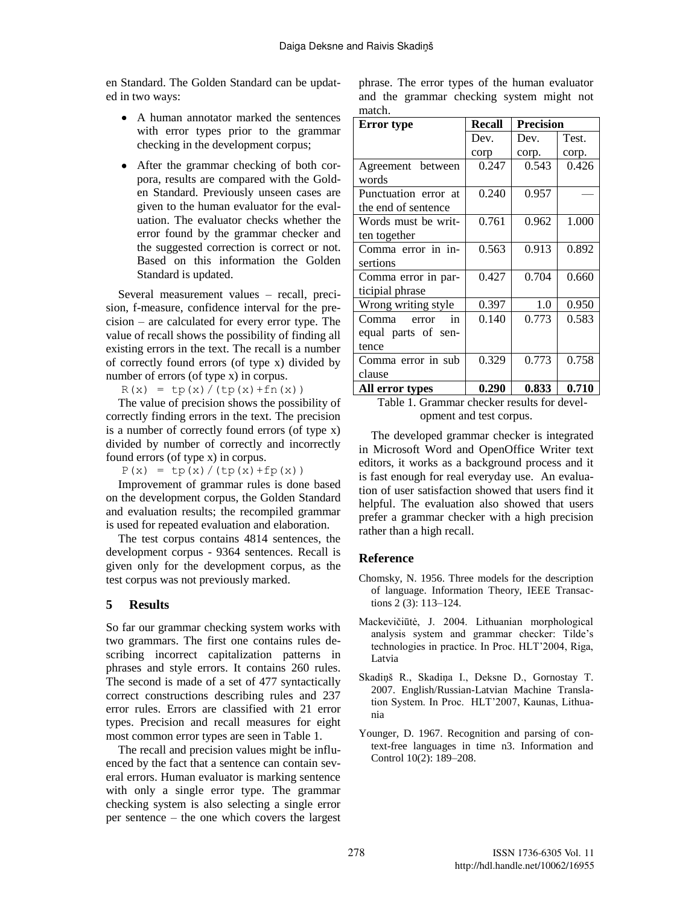en Standard. The Golden Standard can be updated in two ways:

- A human annotator marked the sentences with error types prior to the grammar checking in the development corpus;
- After the grammar checking of both corpora, results are compared with the Golden Standard. Previously unseen cases are given to the human evaluator for the evaluation. The evaluator checks whether the error found by the grammar checker and the suggested correction is correct or not. Based on this information the Golden Standard is updated.

Several measurement values – recall, precision, f-measure, confidence interval for the precision – are calculated for every error type. The value of recall shows the possibility of finding all existing errors in the text. The recall is a number of correctly found errors (of type x) divided by number of errors (of type x) in corpus.

```
R(x) = tp(x)/(tp(x)+fn(x))
```

The value of precision shows the possibility of correctly finding errors in the text. The precision is a number of correctly found errors (of type x) divided by number of correctly and incorrectly found errors (of type x) in corpus.

```
P(x) = tp(x)/(tp(x)+fp(x))
```

Improvement of grammar rules is done based on the development corpus, the Golden Standard and evaluation results; the recompiled grammar is used for repeated evaluation and elaboration.

The test corpus contains 4814 sentences, the development corpus - 9364 sentences. Recall is given only for the development corpus, as the test corpus was not previously marked.

## 5 Results

So far our grammar checking system works with two grammars. The first one contains rules describing incorrect capitalization patterns in phrases and style errors. It contains 260 rules. The second is made of a set of 477 syntactically correct constructions describing rules and 237 error rules. Errors are classified with 21 error types. Precision and recall measures for eight most common error types are seen in Table 1.

The recall and precision values might be influenced by the fact that a sentence can contain several errors. Human evaluator is marking sentence with only a single error type. The grammar checking system is also selecting a single error per sentence – the one which covers the largest phrase. The error types of the human evaluator and the grammar checking system might not match.

| **Error type** | **Recall** | **Precision** | |
|---|---|---|---|
| | Dev. corp | Dev. corp. | Test. corp. |
| Agreement between words | 0.247 | 0.543 | 0.426 |
| Punctuation error at the end of sentence | 0.240 | 0.957 | — |
| Words must be written together | 0.761 | 0.962 | 1.000 |
| Comma error in insertions | 0.563 | 0.913 | 0.892 |
| Comma error in participial phrase | 0.427 | 0.704 | 0.660 |
| Wrong writing style | 0.397 | 1.0 | 0.950 |
| Comma error in equal parts of sentence | 0.140 | 0.773 | 0.583 |
| Comma error in sub clause | 0.329 | 0.773 | 0.758 |
| **All error types** | **0.290** | **0.833** | **0.710** |

Table 1. Grammar checker results for development and test corpus.

The developed grammar checker is integrated in Microsoft Word and OpenOffice Writer text editors, it works as a background process and it is fast enough for real everyday use. An evaluation of user satisfaction showed that users find it helpful. The evaluation also showed that users prefer a grammar checker with a high precision rather than a high recall.

## Reference

Chomsky, N. 1956. Three models for the description of language. Information Theory, IEEE Transactions 2 (3): 113–124.

Mackevičiūtė, J. 2004. Lithuanian morphological analysis system and grammar checker: Tilde's technologies in practice. In Proc. HLT'2004, Riga, Latvia

Skadiņš R., Skadiņa I., Deksne D., Gornostay T. 2007. English/Russian-Latvian Machine Translation System. In Proc. HLT'2007, Kaunas, Lithuania

Younger, D. 1967. Recognition and parsing of context-free languages in time n3. Information and Control 10(2): 189–208.